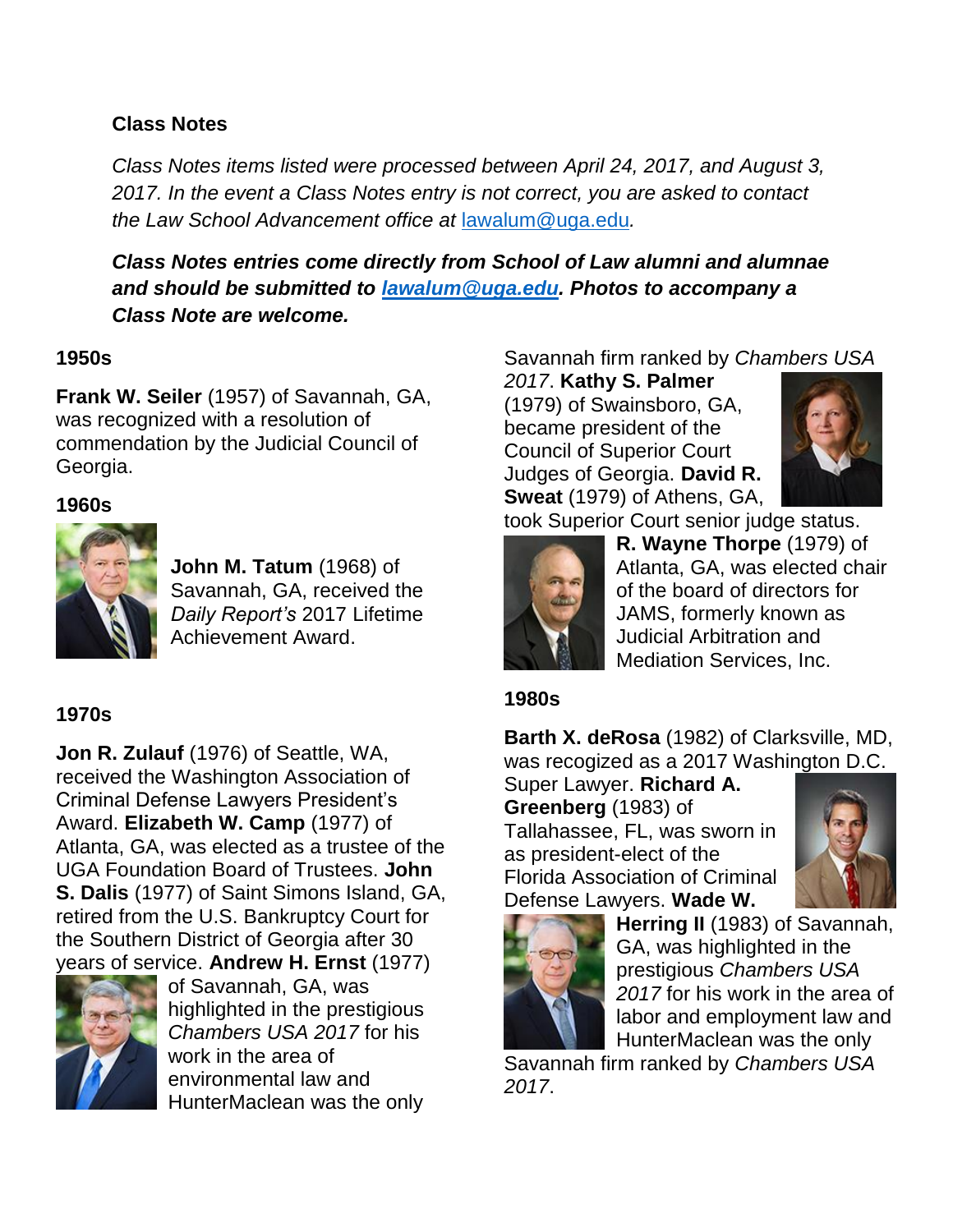**Class Notes**

*Class Notes items listed were processed between April 24, 2017, and August 3, 2017. In the event a Class Notes entry is not correct, you are asked to contact the Law School Advancement office at* lawalum@uga.edu*.*

***Class Notes entries come directly from School of Law alumni and alumnae and should be submitted to lawalum@uga.edu. Photos to accompany a Class Note are welcome.***

## 1950s

**Frank W. Seiler** (1957) of Savannah, GA, was recognized with a resolution of commendation by the Judicial Council of Georgia.

## 1960s

**John M. Tatum** (1968) of Savannah, GA, received the *Daily Report's* 2017 Lifetime Achievement Award.

## 1970s

**Jon R. Zulauf** (1976) of Seattle, WA, received the Washington Association of Criminal Defense Lawyers President's Award. **Elizabeth W. Camp** (1977) of Atlanta, GA, was elected as a trustee of the UGA Foundation Board of Trustees. **John S. Dalis** (1977) of Saint Simons Island, GA, retired from the U.S. Bankruptcy Court for the Southern District of Georgia after 30 years of service. **Andrew H. Ernst** (1977) of Savannah, GA, was highlighted in the prestigious *Chambers USA 2017* for his work in the area of environmental law and HunterMaclean was the only Savannah firm ranked by *Chambers USA 2017*. **Kathy S. Palmer** (1979) of Swainsboro, GA, became president of the Council of Superior Court Judges of Georgia. **David R. Sweat** (1979) of Athens, GA, took Superior Court senior judge status. **R. Wayne Thorpe** (1979) of Atlanta, GA, was elected chair of the board of directors for JAMS, formerly known as Judicial Arbitration and Mediation Services, Inc.

## 1980s

**Barth X. deRosa** (1982) of Clarksville, MD, was recogized as a 2017 Washington D.C. Super Lawyer. **Richard A. Greenberg** (1983) of Tallahassee, FL, was sworn in as president-elect of the Florida Association of Criminal Defense Lawyers. **Wade W. Herring II** (1983) of Savannah, GA, was highlighted in the prestigious *Chambers USA 2017* for his work in the area of labor and employment law and HunterMaclean was the only Savannah firm ranked by *Chambers USA 2017*.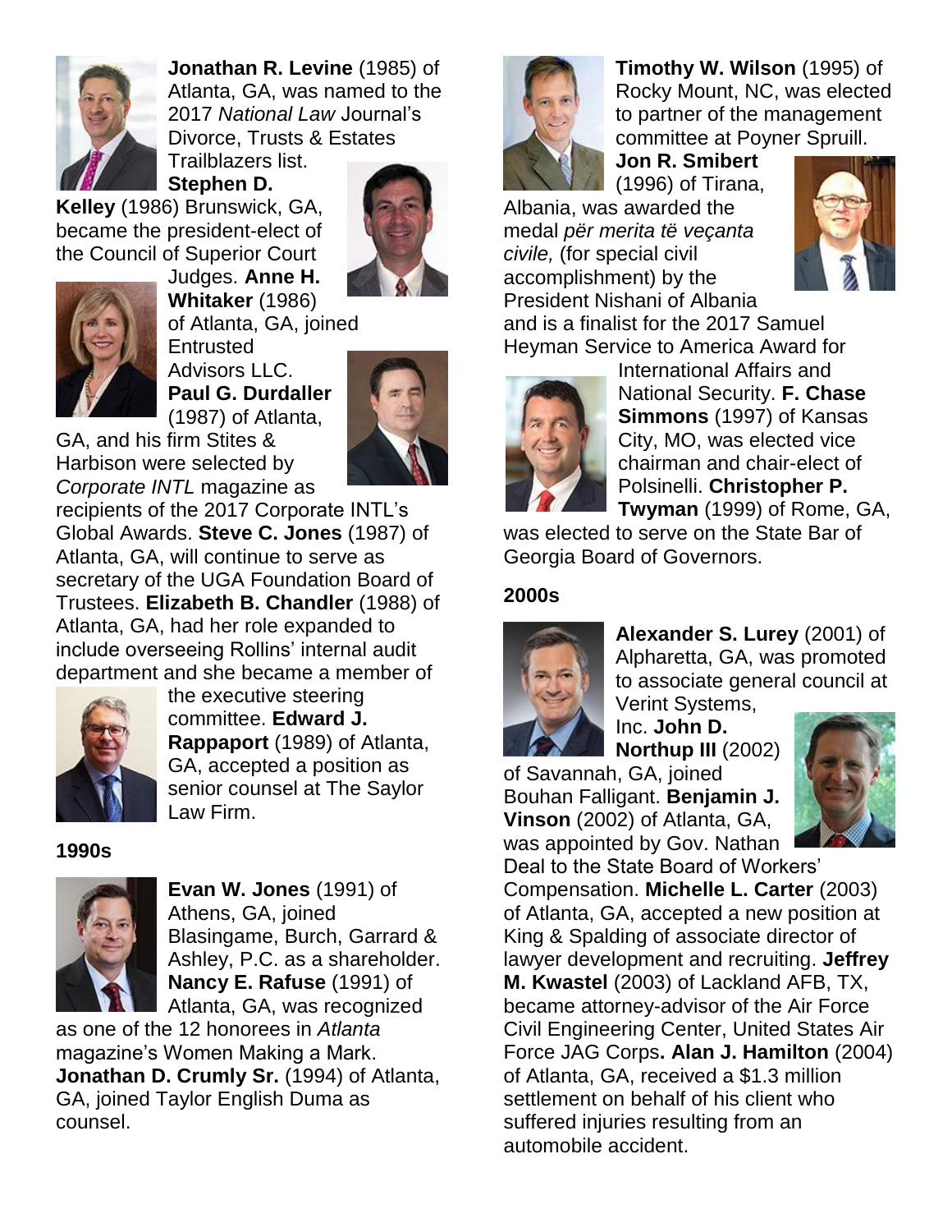**Jonathan R. Levine** (1985) of Atlanta, GA, was named to the 2017 *National Law* Journal's Divorce, Trusts & Estates Trailblazers list. **Stephen D. Kelley** (1986) Brunswick, GA, became the president-elect of the Council of Superior Court Judges. **Anne H. Whitaker** (1986) of Atlanta, GA, joined Entrusted Advisors LLC. **Paul G. Durdaller** (1987) of Atlanta, GA, and his firm Stites & Harbison were selected by *Corporate INTL* magazine as recipients of the 2017 Corporate INTL's Global Awards. **Steve C. Jones** (1987) of Atlanta, GA, will continue to serve as secretary of the UGA Foundation Board of Trustees. **Elizabeth B. Chandler** (1988) of Atlanta, GA, had her role expanded to include overseeing Rollins' internal audit department and she became a member of the executive steering committee. **Edward J. Rappaport** (1989) of Atlanta, GA, accepted a position as senior counsel at The Saylor Law Firm.

**1990s**

**Evan W. Jones** (1991) of Athens, GA, joined Blasingame, Burch, Garrard & Ashley, P.C. as a shareholder. **Nancy E. Rafuse** (1991) of Atlanta, GA, was recognized as one of the 12 honorees in *Atlanta* magazine's Women Making a Mark. **Jonathan D. Crumly Sr.** (1994) of Atlanta, GA, joined Taylor English Duma as counsel.

**Timothy W. Wilson** (1995) of Rocky Mount, NC, was elected to partner of the management committee at Poyner Spruill. **Jon R. Smibert** (1996) of Tirana, Albania, was awarded the medal *për merita të veçanta civile,* (for special civil accomplishment) by the President Nishani of Albania and is a finalist for the 2017 Samuel Heyman Service to America Award for International Affairs and National Security. **F. Chase Simmons** (1997) of Kansas City, MO, was elected vice chairman and chair-elect of Polsinelli. **Christopher P. Twyman** (1999) of Rome, GA, was elected to serve on the State Bar of Georgia Board of Governors.

**2000s**

**Alexander S. Lurey** (2001) of Alpharetta, GA, was promoted to associate general council at Verint Systems, Inc. **John D. Northup III** (2002) of Savannah, GA, joined Bouhan Falligant. **Benjamin J. Vinson** (2002) of Atlanta, GA, was appointed by Gov. Nathan Deal to the State Board of Workers' Compensation. **Michelle L. Carter** (2003) of Atlanta, GA, accepted a new position at King & Spalding of associate director of lawyer development and recruiting. **Jeffrey M. Kwastel** (2003) of Lackland AFB, TX, became attorney-advisor of the Air Force Civil Engineering Center, United States Air Force JAG Corps**. Alan J. Hamilton** (2004) of Atlanta, GA, received a $1.3 million settlement on behalf of his client who suffered injuries resulting from an automobile accident.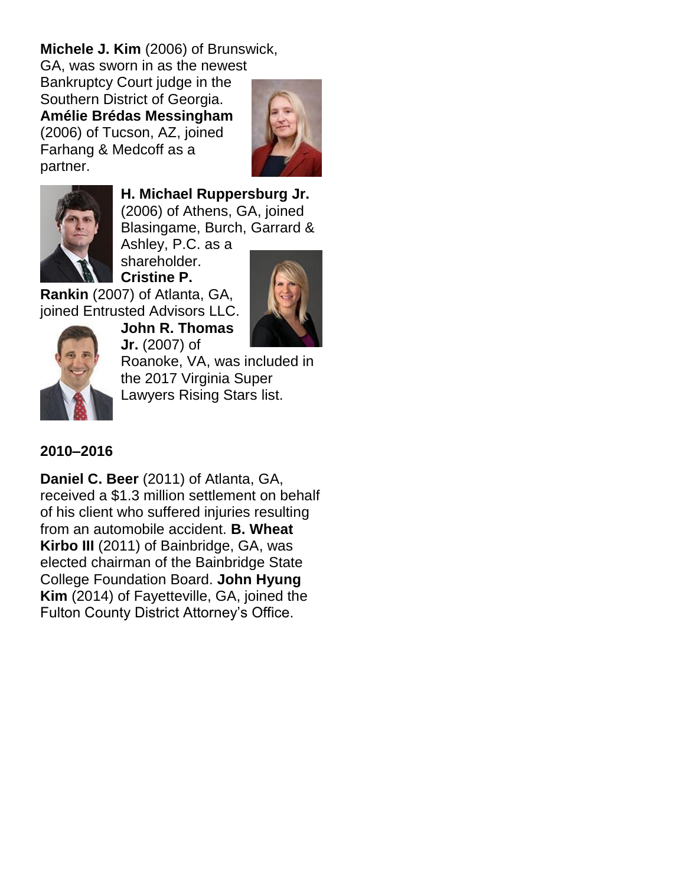**Michele J. Kim** (2006) of Brunswick, GA, was sworn in as the newest Bankruptcy Court judge in the Southern District of Georgia. **Amélie Brédas Messingham** (2006) of Tucson, AZ, joined Farhang & Medcoff as a partner.

**H. Michael Ruppersburg Jr.** (2006) of Athens, GA, joined Blasingame, Burch, Garrard & Ashley, P.C. as a shareholder. **Cristine P. Rankin** (2007) of Atlanta, GA, joined Entrusted Advisors LLC. **John R. Thomas Jr.** (2007) of Roanoke, VA, was included in the 2017 Virginia Super Lawyers Rising Stars list.

### 2010–2016

**Daniel C. Beer** (2011) of Atlanta, GA, received a $1.3 million settlement on behalf of his client who suffered injuries resulting from an automobile accident. **B. Wheat Kirbo III** (2011) of Bainbridge, GA, was elected chairman of the Bainbridge State College Foundation Board. **John Hyung Kim** (2014) of Fayetteville, GA, joined the Fulton County District Attorney's Office.